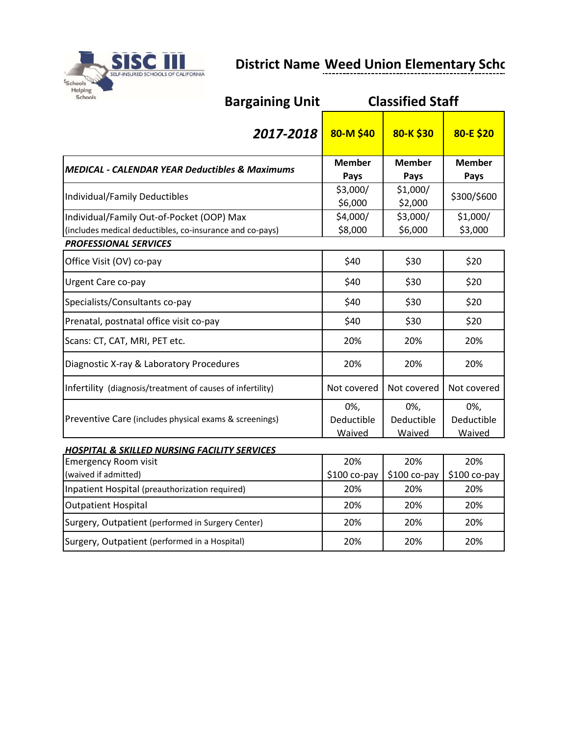SISC III
SELF-INSURED SCHOOLS OF CALIFORNIA
Schools Helping Schools

**District Name** Weed Union Elementary Schc

**Bargaining Unit** **Classified Staff**

| ***2017-2018*** | **80-M $40** | **80-K $30** | **80-E $20** |
|---|---|---|---|
| ***MEDICAL - CALENDAR YEAR Deductibles & Maximums*** | **Member Pays** | **Member Pays** | **Member Pays** |
| Individual/Family Deductibles | $3,000/ $6,000 | $1,000/ $2,000 | $300/$600 |
| Individual/Family Out-of-Pocket (OOP) Max (includes medical deductibles, co-insurance and co-pays) | $4,000/ $8,000 | $3,000/ $6,000 | $1,000/ $3,000 |
| ***PROFESSIONAL SERVICES*** | | | |
| Office Visit (OV) co-pay | $40 | $30 | $20 |
| Urgent Care co-pay | $40 | $30 | $20 |
| Specialists/Consultants co-pay | $40 | $30 | $20 |
| Prenatal, postnatal office visit co-pay | $40 | $30 | $20 |
| Scans: CT, CAT, MRI, PET etc. | 20% | 20% | 20% |
| Diagnostic X-ray & Laboratory Procedures | 20% | 20% | 20% |
| Infertility (diagnosis/treatment of causes of infertility) | Not covered | Not covered | Not covered |
| Preventive Care (includes physical exams & screenings) | 0%, Deductible Waived | 0%, Deductible Waived | 0%, Deductible Waived |
| ***HOSPITAL & SKILLED NURSING FACILITY SERVICES*** | | | |
| Emergency Room visit (waived if admitted) | 20% $100 co-pay | 20% $100 co-pay | 20% $100 co-pay |
| Inpatient Hospital (preauthorization required) | 20% | 20% | 20% |
| Outpatient Hospital | 20% | 20% | 20% |
| Surgery, Outpatient (performed in Surgery Center) | 20% | 20% | 20% |
| Surgery, Outpatient (performed in a Hospital) | 20% | 20% | 20% |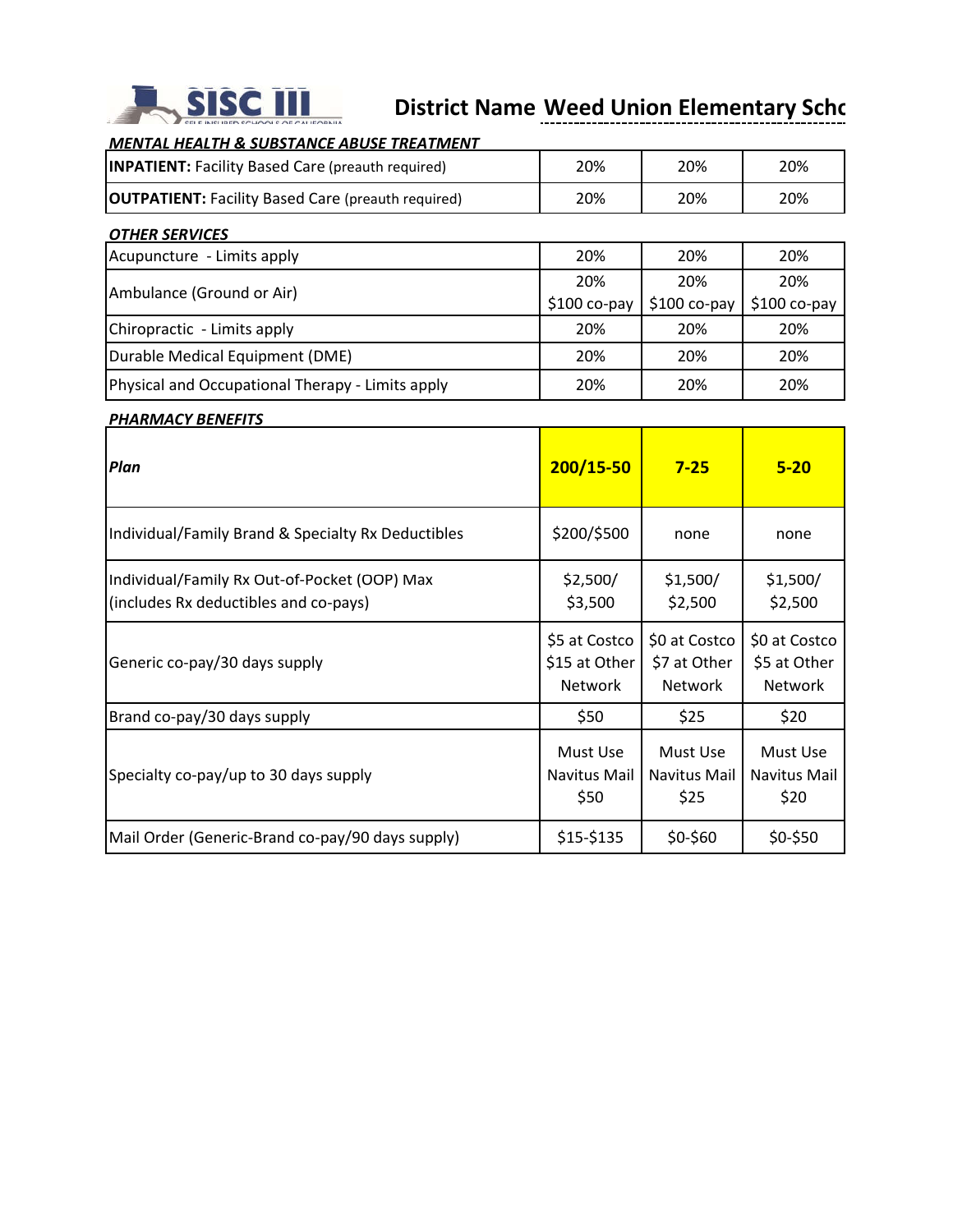SISC III

District Name Weed Union Elementary Scho

***MENTAL HEALTH & SUBSTANCE ABUSE TREATMENT***

| | | | |
|---|---|---|---|
| **INPATIENT:** Facility Based Care (preauth required) | 20% | 20% | 20% |
| **OUTPATIENT:** Facility Based Care (preauth required) | 20% | 20% | 20% |

***OTHER SERVICES***

| | | | |
|---|---|---|---|
| Acupuncture - Limits apply | 20% | 20% | 20% |
| Ambulance (Ground or Air) | 20% $100 co-pay | 20% $100 co-pay | 20% $100 co-pay |
| Chiropractic - Limits apply | 20% | 20% | 20% |
| Durable Medical Equipment (DME) | 20% | 20% | 20% |
| Physical and Occupational Therapy - Limits apply | 20% | 20% | 20% |

***PHARMACY BENEFITS***

| ***Plan*** | **200/15-50** | **7-25** | **5-20** |
|---|---|---|---|
| Individual/Family Brand & Specialty Rx Deductibles | $200/$500 | none | none |
| Individual/Family Rx Out-of-Pocket (OOP) Max (includes Rx deductibles and co-pays) | $2,500/ $3,500 | $1,500/ $2,500 | $1,500/ $2,500 |
| Generic co-pay/30 days supply | $5 at Costco $15 at Other Network | $0 at Costco $7 at Other Network | $0 at Costco $5 at Other Network |
| Brand co-pay/30 days supply | $50 | $25 | $20 |
| Specialty co-pay/up to 30 days supply | Must Use Navitus Mail $50 | Must Use Navitus Mail $25 | Must Use Navitus Mail $20 |
| Mail Order (Generic-Brand co-pay/90 days supply) | $15-$135 | $0-$60 | $0-$50 |